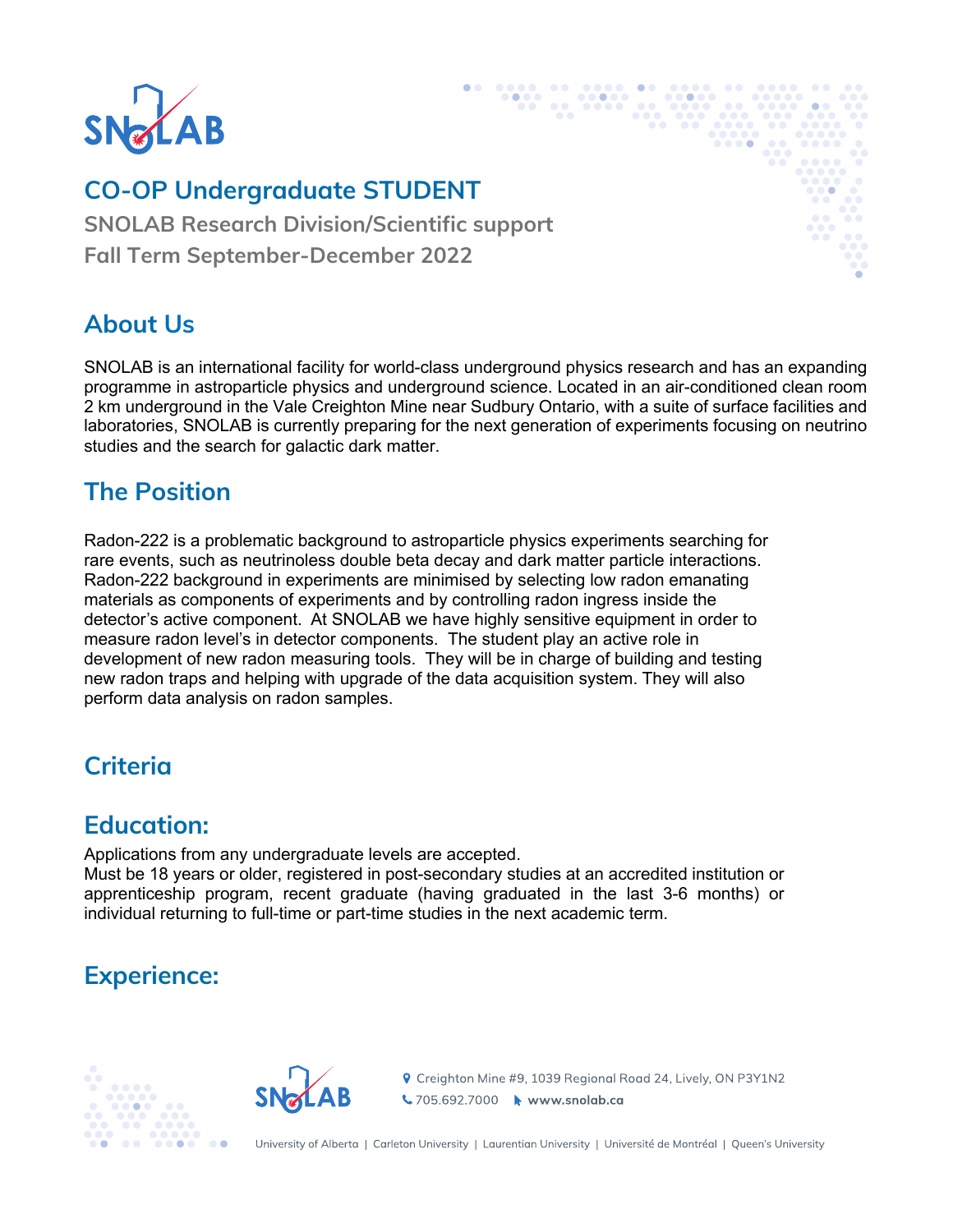# CO-OP Undergraduate STUDENT

**SNOLAB Research Division/Scientific support**

**Fall Term September-December 2022**

## About Us

SNOLAB is an international facility for world-class underground physics research and has an expanding programme in astroparticle physics and underground science. Located in an air-conditioned clean room 2 km underground in the Vale Creighton Mine near Sudbury Ontario, with a suite of surface facilities and laboratories, SNOLAB is currently preparing for the next generation of experiments focusing on neutrino studies and the search for galactic dark matter.

## The Position

Radon-222 is a problematic background to astroparticle physics experiments searching for rare events, such as neutrinoless double beta decay and dark matter particle interactions. Radon-222 background in experiments are minimised by selecting low radon emanating materials as components of experiments and by controlling radon ingress inside the detector's active component. At SNOLAB we have highly sensitive equipment in order to measure radon level's in detector components. The student play an active role in development of new radon measuring tools. They will be in charge of building and testing new radon traps and helping with upgrade of the data acquisition system. They will also perform data analysis on radon samples.

## Criteria

## Education:

Applications from any undergraduate levels are accepted.
Must be 18 years or older, registered in post-secondary studies at an accredited institution or apprenticeship program, recent graduate (having graduated in the last 3-6 months) or individual returning to full-time or part-time studies in the next academic term.

## Experience:

Creighton Mine #9, 1039 Regional Road 24, Lively, ON P3Y1N2
705.692.7000 www.snolab.ca

University of Alberta | Carleton University | Laurentian University | Université de Montréal | Queen's University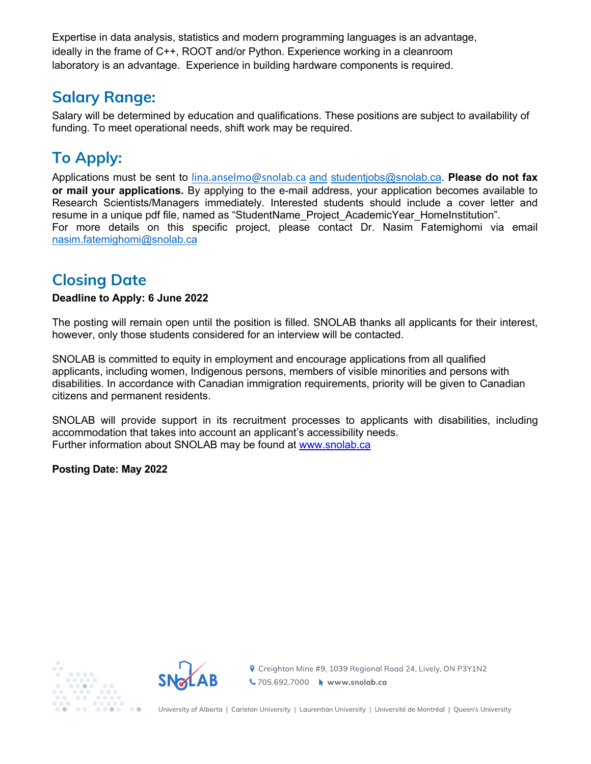Expertise in data analysis, statistics and modern programming languages is an advantage, ideally in the frame of C++, ROOT and/or Python. Experience working in a cleanroom laboratory is an advantage. Experience in building hardware components is required.

## Salary Range:

Salary will be determined by education and qualifications. These positions are subject to availability of funding. To meet operational needs, shift work may be required.

## To Apply:

Applications must be sent to lina.anselmo@snolab.ca and studentjobs@snolab.ca. **Please do not fax or mail your applications.** By applying to the e-mail address, your application becomes available to Research Scientists/Managers immediately. Interested students should include a cover letter and resume in a unique pdf file, named as "StudentName_Project_AcademicYear_HomeInstitution".
For more details on this specific project, please contact Dr. Nasim Fatemighomi via email nasim.fatemighomi@snolab.ca

## Closing Date

**Deadline to Apply: 6 June 2022**

The posting will remain open until the position is filled. SNOLAB thanks all applicants for their interest, however, only those students considered for an interview will be contacted.

SNOLAB is committed to equity in employment and encourage applications from all qualified applicants, including women, Indigenous persons, members of visible minorities and persons with disabilities. In accordance with Canadian immigration requirements, priority will be given to Canadian citizens and permanent residents.

SNOLAB will provide support in its recruitment processes to applicants with disabilities, including accommodation that takes into account an applicant's accessibility needs.
Further information about SNOLAB may be found at www.snolab.ca

**Posting Date: May 2022**